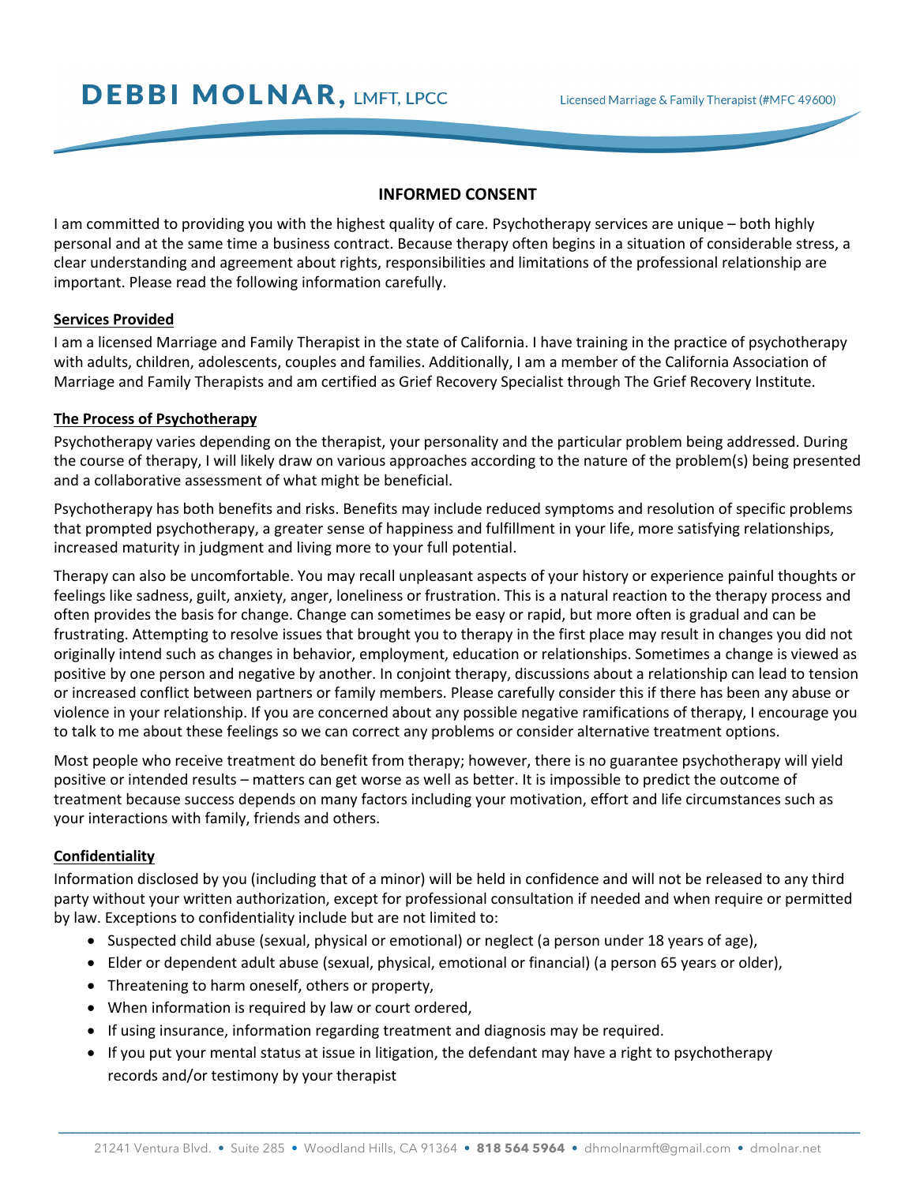# DEBBI MOLNAR, LMFT, LPCC

Licensed Marriage & Family Therapist (#MFC 49600)

## INFORMED CONSENT

I am committed to providing you with the highest quality of care. Psychotherapy services are unique – both highly personal and at the same time a business contract. Because therapy often begins in a situation of considerable stress, a clear understanding and agreement about rights, responsibilities and limitations of the professional relationship are important. Please read the following information carefully.

### Services Provided

I am a licensed Marriage and Family Therapist in the state of California. I have training in the practice of psychotherapy with adults, children, adolescents, couples and families. Additionally, I am a member of the California Association of Marriage and Family Therapists and am certified as Grief Recovery Specialist through The Grief Recovery Institute.

### The Process of Psychotherapy

Psychotherapy varies depending on the therapist, your personality and the particular problem being addressed. During the course of therapy, I will likely draw on various approaches according to the nature of the problem(s) being presented and a collaborative assessment of what might be beneficial.

Psychotherapy has both benefits and risks. Benefits may include reduced symptoms and resolution of specific problems that prompted psychotherapy, a greater sense of happiness and fulfillment in your life, more satisfying relationships, increased maturity in judgment and living more to your full potential.

Therapy can also be uncomfortable. You may recall unpleasant aspects of your history or experience painful thoughts or feelings like sadness, guilt, anxiety, anger, loneliness or frustration. This is a natural reaction to the therapy process and often provides the basis for change. Change can sometimes be easy or rapid, but more often is gradual and can be frustrating. Attempting to resolve issues that brought you to therapy in the first place may result in changes you did not originally intend such as changes in behavior, employment, education or relationships. Sometimes a change is viewed as positive by one person and negative by another. In conjoint therapy, discussions about a relationship can lead to tension or increased conflict between partners or family members. Please carefully consider this if there has been any abuse or violence in your relationship. If you are concerned about any possible negative ramifications of therapy, I encourage you to talk to me about these feelings so we can correct any problems or consider alternative treatment options.

Most people who receive treatment do benefit from therapy; however, there is no guarantee psychotherapy will yield positive or intended results – matters can get worse as well as better. It is impossible to predict the outcome of treatment because success depends on many factors including your motivation, effort and life circumstances such as your interactions with family, friends and others.

### Confidentiality

Information disclosed by you (including that of a minor) will be held in confidence and will not be released to any third party without your written authorization, except for professional consultation if needed and when require or permitted by law. Exceptions to confidentiality include but are not limited to:

- Suspected child abuse (sexual, physical or emotional) or neglect (a person under 18 years of age),
- Elder or dependent adult abuse (sexual, physical, emotional or financial) (a person 65 years or older),
- Threatening to harm oneself, others or property,
- When information is required by law or court ordered,
- If using insurance, information regarding treatment and diagnosis may be required.
- If you put your mental status at issue in litigation, the defendant may have a right to psychotherapy records and/or testimony by your therapist

21241 Ventura Blvd. • Suite 285 • Woodland Hills, CA 91364 • **818 564 5964** • dhmolnarmft@gmail.com • dmolnar.net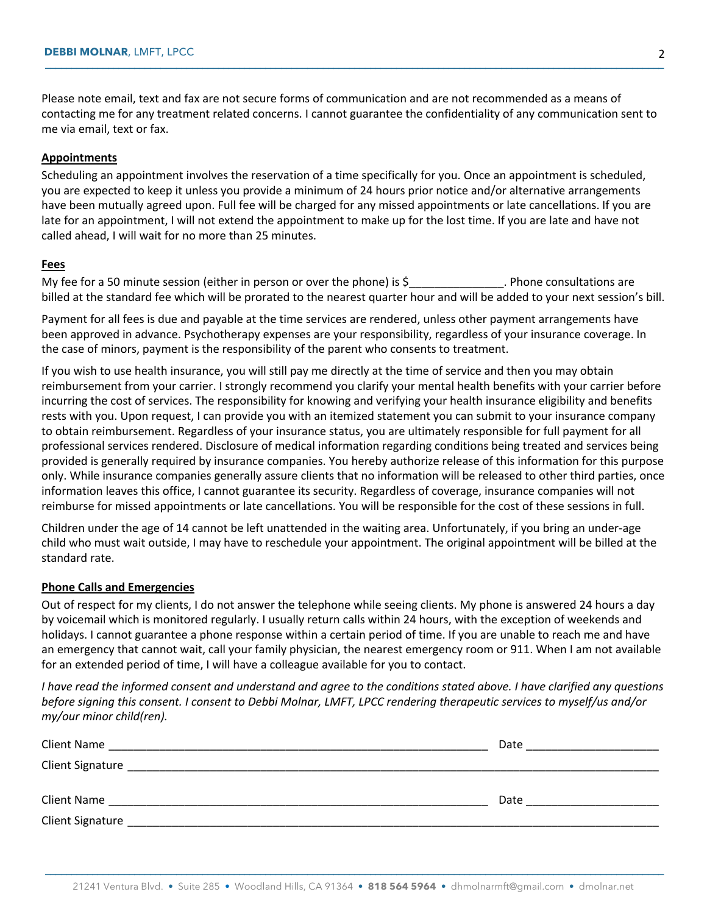Please note email, text and fax are not secure forms of communication and are not recommended as a means of contacting me for any treatment related concerns. I cannot guarantee the confidentiality of any communication sent to me via email, text or fax.

## Appointments

Scheduling an appointment involves the reservation of a time specifically for you. Once an appointment is scheduled, you are expected to keep it unless you provide a minimum of 24 hours prior notice and/or alternative arrangements have been mutually agreed upon. Full fee will be charged for any missed appointments or late cancellations. If you are late for an appointment, I will not extend the appointment to make up for the lost time. If you are late and have not called ahead, I will wait for no more than 25 minutes.

## Fees

My fee for a 50 minute session (either in person or over the phone) is $_______________. Phone consultations are billed at the standard fee which will be prorated to the nearest quarter hour and will be added to your next session's bill.

Payment for all fees is due and payable at the time services are rendered, unless other payment arrangements have been approved in advance. Psychotherapy expenses are your responsibility, regardless of your insurance coverage. In the case of minors, payment is the responsibility of the parent who consents to treatment.

If you wish to use health insurance, you will still pay me directly at the time of service and then you may obtain reimbursement from your carrier. I strongly recommend you clarify your mental health benefits with your carrier before incurring the cost of services. The responsibility for knowing and verifying your health insurance eligibility and benefits rests with you. Upon request, I can provide you with an itemized statement you can submit to your insurance company to obtain reimbursement. Regardless of your insurance status, you are ultimately responsible for full payment for all professional services rendered. Disclosure of medical information regarding conditions being treated and services being provided is generally required by insurance companies. You hereby authorize release of this information for this purpose only. While insurance companies generally assure clients that no information will be released to other third parties, once information leaves this office, I cannot guarantee its security. Regardless of coverage, insurance companies will not reimburse for missed appointments or late cancellations. You will be responsible for the cost of these sessions in full.

Children under the age of 14 cannot be left unattended in the waiting area. Unfortunately, if you bring an under-age child who must wait outside, I may have to reschedule your appointment. The original appointment will be billed at the standard rate.

## Phone Calls and Emergencies

Out of respect for my clients, I do not answer the telephone while seeing clients. My phone is answered 24 hours a day by voicemail which is monitored regularly. I usually return calls within 24 hours, with the exception of weekends and holidays. I cannot guarantee a phone response within a certain period of time. If you are unable to reach me and have an emergency that cannot wait, call your family physician, the nearest emergency room or 911. When I am not available for an extended period of time, I will have a colleague available for you to contact.

*I have read the informed consent and understand and agree to the conditions stated above. I have clarified any questions before signing this consent. I consent to Debbi Molnar, LMFT, LPCC rendering therapeutic services to myself/us and/or my/our minor child(ren).*

Client Name _______________________________________________ Date ____________________

Client Signature ____________________________________________________________________

Client Name _______________________________________________ Date ____________________

Client Signature ____________________________________________________________________

21241 Ventura Blvd. • Suite 285 • Woodland Hills, CA 91364 • **818 564 5964** • dhmolnarmft@gmail.com • dmolnar.net